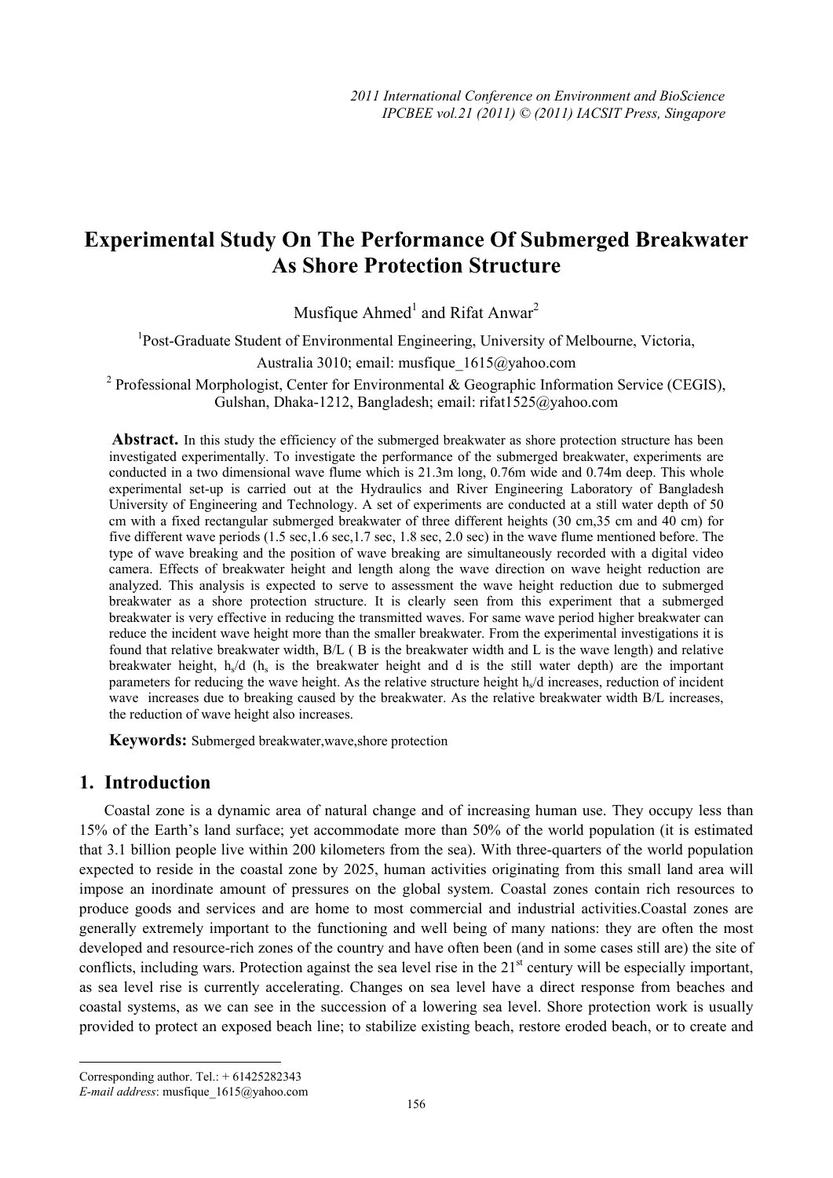# Experimental Study On The Performance Of Submerged Breakwater As Shore Protection Structure

Musfique Ahmed[1] and Rifat Anwar[2]

[1]Post-Graduate Student of Environmental Engineering, University of Melbourne, Victoria, Australia 3010; email: musfique_1615@yahoo.com

[2] Professional Morphologist, Center for Environmental & Geographic Information Service (CEGIS), Gulshan, Dhaka-1212, Bangladesh; email: rifat1525@yahoo.com

**Abstract.** In this study the efficiency of the submerged breakwater as shore protection structure has been investigated experimentally. To investigate the performance of the submerged breakwater, experiments are conducted in a two dimensional wave flume which is 21.3m long, 0.76m wide and 0.74m deep. This whole experimental set-up is carried out at the Hydraulics and River Engineering Laboratory of Bangladesh University of Engineering and Technology. A set of experiments are conducted at a still water depth of 50 cm with a fixed rectangular submerged breakwater of three different heights (30 cm,35 cm and 40 cm) for five different wave periods (1.5 sec,1.6 sec,1.7 sec, 1.8 sec, 2.0 sec) in the wave flume mentioned before. The type of wave breaking and the position of wave breaking are simultaneously recorded with a digital video camera. Effects of breakwater height and length along the wave direction on wave height reduction are analyzed. This analysis is expected to serve to assessment the wave height reduction due to submerged breakwater as a shore protection structure. It is clearly seen from this experiment that a submerged breakwater is very effective in reducing the transmitted waves. For same wave period higher breakwater can reduce the incident wave height more than the smaller breakwater. From the experimental investigations it is found that relative breakwater width, B/L ( B is the breakwater width and L is the wave length) and relative breakwater height, $h_s/d$ ($h_s$ is the breakwater height and d is the still water depth) are the important parameters for reducing the wave height. As the relative structure height $h_s/d$ increases, reduction of incident wave increases due to breaking caused by the breakwater. As the relative breakwater width B/L increases, the reduction of wave height also increases.

**Keywords:** Submerged breakwater,wave,shore protection

## 1. Introduction

Coastal zone is a dynamic area of natural change and of increasing human use. They occupy less than 15% of the Earth's land surface; yet accommodate more than 50% of the world population (it is estimated that 3.1 billion people live within 200 kilometers from the sea). With three-quarters of the world population expected to reside in the coastal zone by 2025, human activities originating from this small land area will impose an inordinate amount of pressures on the global system. Coastal zones contain rich resources to produce goods and services and are home to most commercial and industrial activities.Coastal zones are generally extremely important to the functioning and well being of many nations: they are often the most developed and resource-rich zones of the country and have often been (and in some cases still are) the site of conflicts, including wars. Protection against the sea level rise in the 21st century will be especially important, as sea level rise is currently accelerating. Changes on sea level have a direct response from beaches and coastal systems, as we can see in the succession of a lowering sea level. Shore protection work is usually provided to protect an exposed beach line; to stabilize existing beach, restore eroded beach, or to create and

Corresponding author. Tel.: + 61425282343

*E-mail address*: musfique_1615@yahoo.com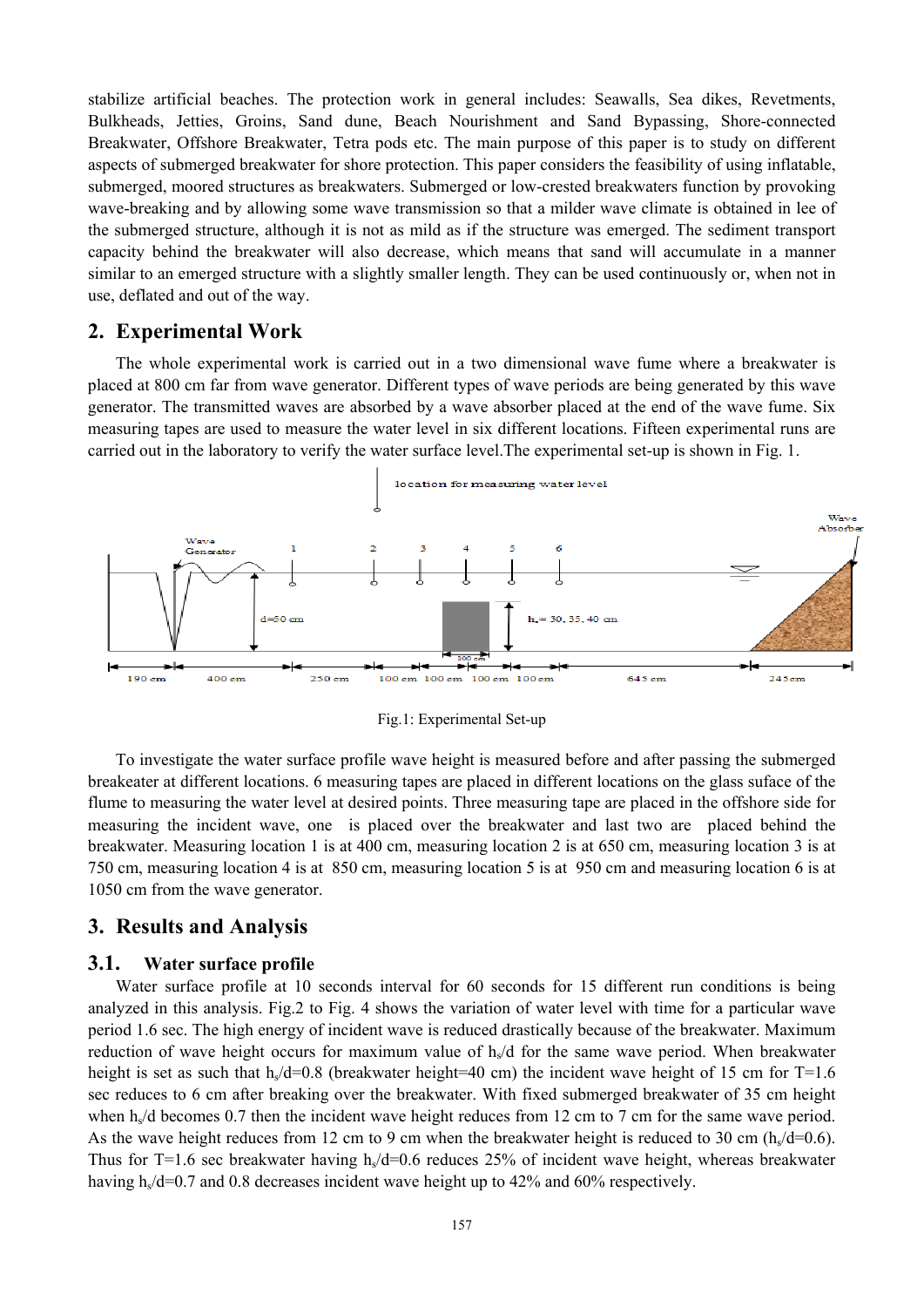stabilize artificial beaches. The protection work in general includes: Seawalls, Sea dikes, Revetments, Bulkheads, Jetties, Groins, Sand dune, Beach Nourishment and Sand Bypassing, Shore-connected Breakwater, Offshore Breakwater, Tetra pods etc. The main purpose of this paper is to study on different aspects of submerged breakwater for shore protection. This paper considers the feasibility of using inflatable, submerged, moored structures as breakwaters. Submerged or low-crested breakwaters function by provoking wave-breaking and by allowing some wave transmission so that a milder wave climate is obtained in lee of the submerged structure, although it is not as mild as if the structure was emerged. The sediment transport capacity behind the breakwater will also decrease, which means that sand will accumulate in a manner similar to an emerged structure with a slightly smaller length. They can be used continuously or, when not in use, deflated and out of the way.

## 2. Experimental Work

The whole experimental work is carried out in a two dimensional wave fume where a breakwater is placed at 800 cm far from wave generator. Different types of wave periods are being generated by this wave generator. The transmitted waves are absorbed by a wave absorber placed at the end of the wave fume. Six measuring tapes are used to measure the water level in six different locations. Fifteen experimental runs are carried out in the laboratory to verify the water surface level.The experimental set-up is shown in Fig. 1.

Fig.1: Experimental Set-up

To investigate the water surface profile wave height is measured before and after passing the submerged breakeater at different locations. 6 measuring tapes are placed in different locations on the glass suface of the flume to measuring the water level at desired points. Three measuring tape are placed in the offshore side for measuring the incident wave, one is placed over the breakwater and last two are placed behind the breakwater. Measuring location 1 is at 400 cm, measuring location 2 is at 650 cm, measuring location 3 is at 750 cm, measuring location 4 is at 850 cm, measuring location 5 is at 950 cm and measuring location 6 is at 1050 cm from the wave generator.

## 3. Results and Analysis

### 3.1. Water surface profile

Water surface profile at 10 seconds interval for 60 seconds for 15 different run conditions is being analyzed in this analysis. Fig.2 to Fig. 4 shows the variation of water level with time for a particular wave period 1.6 sec. The high energy of incident wave is reduced drastically because of the breakwater. Maximum reduction of wave height occurs for maximum value of $h_s/d$ for the same wave period. When breakwater height is set as such that $h_s/d=0.8$ (breakwater height=40 cm) the incident wave height of 15 cm for T=1.6 sec reduces to 6 cm after breaking over the breakwater. With fixed submerged breakwater of 35 cm height when $h_s/d$ becomes 0.7 then the incident wave height reduces from 12 cm to 7 cm for the same wave period. As the wave height reduces from 12 cm to 9 cm when the breakwater height is reduced to 30 cm ($h_s/d=0.6$). Thus for T=1.6 sec breakwater having $h_s/d=0.6$ reduces 25% of incident wave height, whereas breakwater having $h_s/d=0.7$ and 0.8 decreases incident wave height up to 42% and 60% respectively.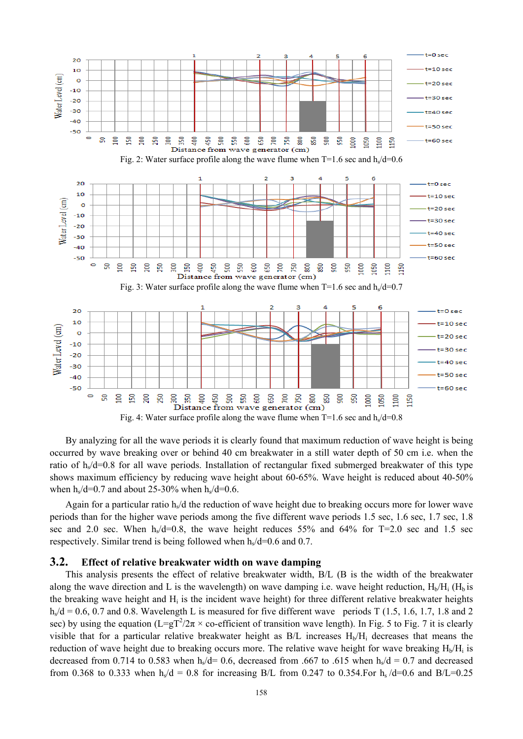Fig. 2: Water surface profile along the wave flume when T=1.6 sec and $h_s/d$=0.6

Fig. 3: Water surface profile along the wave flume when T=1.6 sec and $h_s/d$=0.7

Fig. 4: Water surface profile along the wave flume when T=1.6 sec and $h_s/d$=0.8

By analyzing for all the wave periods it is clearly found that maximum reduction of wave height is being occurred by wave breaking over or behind 40 cm breakwater in a still water depth of 50 cm i.e. when the ratio of $h_s/d$=0.8 for all wave periods. Installation of rectangular fixed submerged breakwater of this type shows maximum efficiency by reducing wave height about 60-65%. Wave height is reduced about 40-50% when $h_s/d$=0.7 and about 25-30% when $h_s/d$=0.6.

Again for a particular ratio $h_s/d$ the reduction of wave height due to breaking occurs more for lower wave periods than for the higher wave periods among the five different wave periods 1.5 sec, 1.6 sec, 1.7 sec, 1.8 sec and 2.0 sec. When $h_s/d$=0.8, the wave height reduces 55% and 64% for T=2.0 sec and 1.5 sec respectively. Similar trend is being followed when $h_s/d$=0.6 and 0.7.

## 3.2. Effect of relative breakwater width on wave damping

This analysis presents the effect of relative breakwater width, B/L (B is the width of the breakwater along the wave direction and L is the wavelength) on wave damping i.e. wave height reduction, $H_b/H_i$ ($H_b$ is the breaking wave height and $H_i$ is the incident wave height) for three different relative breakwater heights $h_s/d$ = 0.6, 0.7 and 0.8. Wavelength L is measured for five different wave periods T (1.5, 1.6, 1.7, 1.8 and 2 sec) by using the equation ($L=gT^2/2\pi$ × co-efficient of transition wave length). In Fig. 5 to Fig. 7 it is clearly visible that for a particular relative breakwater height as B/L increases $H_b/H_i$ decreases that means the reduction of wave height due to breaking occurs more. The relative wave height for wave breaking $H_b/H_i$ is decreased from 0.714 to 0.583 when $h_s/d$= 0.6, decreased from .667 to .615 when $h_s/d$ = 0.7 and decreased from 0.368 to 0.333 when $h_s/d$ = 0.8 for increasing B/L from 0.247 to 0.354.For $h_s/d$=0.6 and B/L=0.25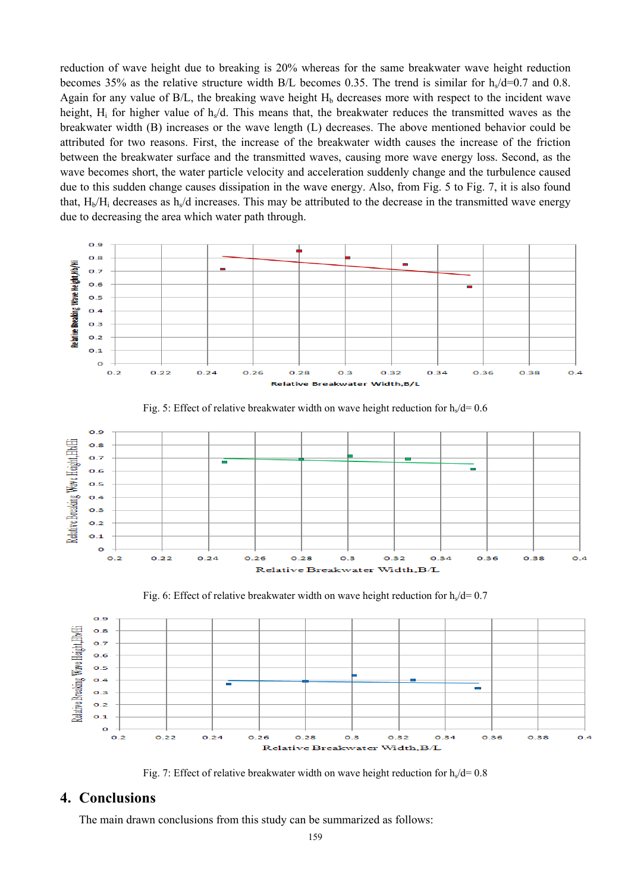reduction of wave height due to breaking is 20% whereas for the same breakwater wave height reduction becomes 35% as the relative structure width B/L becomes 0.35. The trend is similar for $h_s/d$=0.7 and 0.8. Again for any value of B/L, the breaking wave height $H_b$ decreases more with respect to the incident wave height, $H_i$ for higher value of $h_s/d$. This means that, the breakwater reduces the transmitted waves as the breakwater width (B) increases or the wave length (L) decreases. The above mentioned behavior could be attributed for two reasons. First, the increase of the breakwater width causes the increase of the friction between the breakwater surface and the transmitted waves, causing more wave energy loss. Second, as the wave becomes short, the water particle velocity and acceleration suddenly change and the turbulence caused due to this sudden change causes dissipation in the wave energy. Also, from Fig. 5 to Fig. 7, it is also found that, $H_b/H_i$ decreases as $h_s/d$ increases. This may be attributed to the decrease in the transmitted wave energy due to decreasing the area which water path through.

Fig. 5: Effect of relative breakwater width on wave height reduction for $h_s/d$= 0.6

Fig. 6: Effect of relative breakwater width on wave height reduction for $h_s/d$= 0.7

Fig. 7: Effect of relative breakwater width on wave height reduction for $h_s/d$= 0.8

## 4. Conclusions

The main drawn conclusions from this study can be summarized as follows: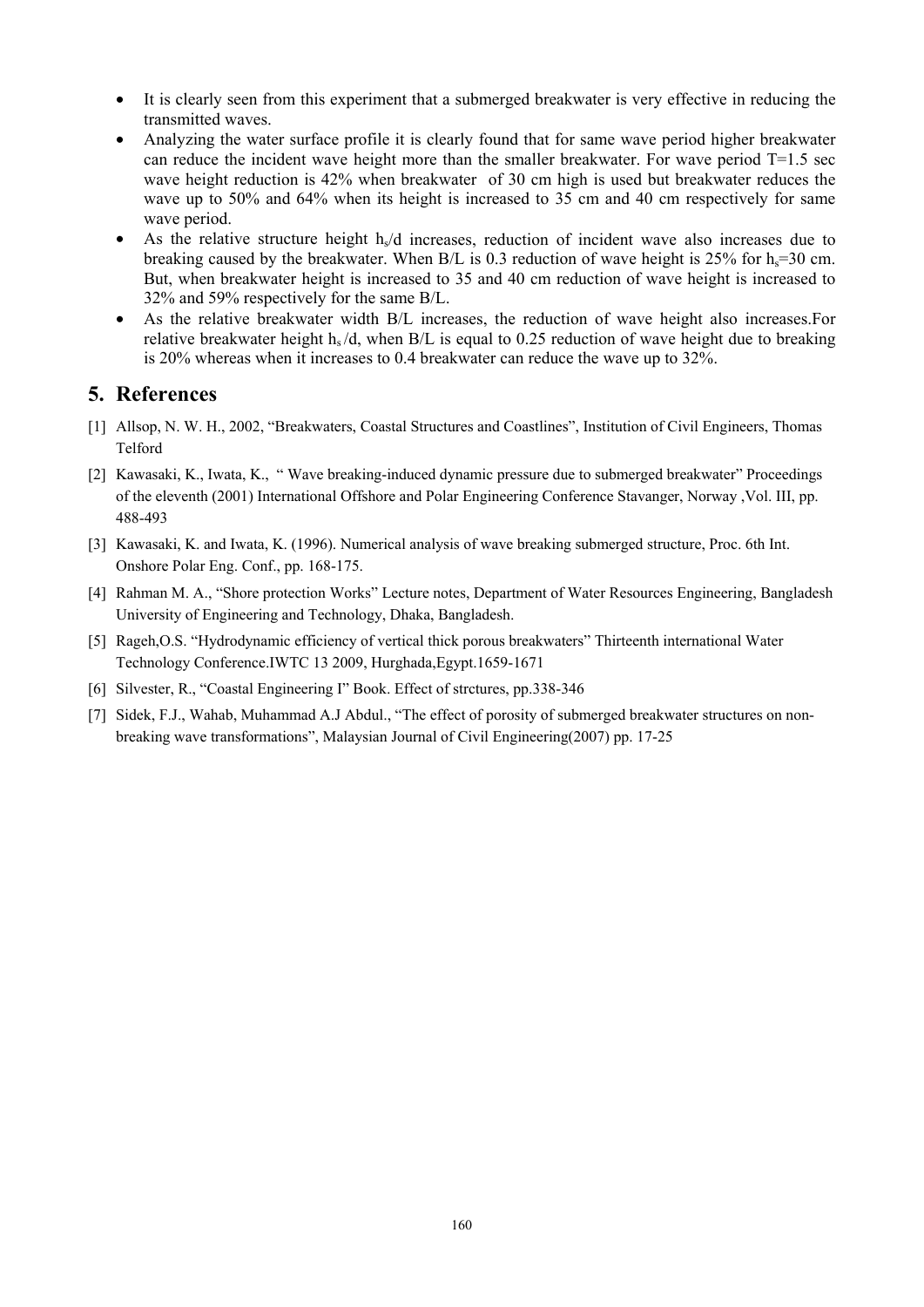- It is clearly seen from this experiment that a submerged breakwater is very effective in reducing the transmitted waves.
- Analyzing the water surface profile it is clearly found that for same wave period higher breakwater can reduce the incident wave height more than the smaller breakwater. For wave period T=1.5 sec wave height reduction is 42% when breakwater of 30 cm high is used but breakwater reduces the wave up to 50% and 64% when its height is increased to 35 cm and 40 cm respectively for same wave period.
- As the relative structure height $h_s/d$ increases, reduction of incident wave also increases due to breaking caused by the breakwater. When B/L is 0.3 reduction of wave height is 25% for $h_s$=30 cm. But, when breakwater height is increased to 35 and 40 cm reduction of wave height is increased to 32% and 59% respectively for the same B/L.
- As the relative breakwater width B/L increases, the reduction of wave height also increases.For relative breakwater height $h_s/d$, when B/L is equal to 0.25 reduction of wave height due to breaking is 20% whereas when it increases to 0.4 breakwater can reduce the wave up to 32%.

## 5. References

[1] Allsop, N. W. H., 2002, "Breakwaters, Coastal Structures and Coastlines", Institution of Civil Engineers, Thomas Telford

[2] Kawasaki, K., Iwata, K., " Wave breaking-induced dynamic pressure due to submerged breakwater" Proceedings of the eleventh (2001) International Offshore and Polar Engineering Conference Stavanger, Norway ,Vol. III, pp. 488-493

[3] Kawasaki, K. and Iwata, K. (1996). Numerical analysis of wave breaking submerged structure, Proc. 6th Int. Onshore Polar Eng. Conf., pp. 168-175.

[4] Rahman M. A., "Shore protection Works" Lecture notes, Department of Water Resources Engineering, Bangladesh University of Engineering and Technology, Dhaka, Bangladesh.

[5] Rageh,O.S. "Hydrodynamic efficiency of vertical thick porous breakwaters" Thirteenth international Water Technology Conference.IWTC 13 2009, Hurghada,Egypt.1659-1671

[6] Silvester, R., "Coastal Engineering I" Book. Effect of strctures, pp.338-346

[7] Sidek, F.J., Wahab, Muhammad A.J Abdul., "The effect of porosity of submerged breakwater structures on non-breaking wave transformations", Malaysian Journal of Civil Engineering(2007) pp. 17-25